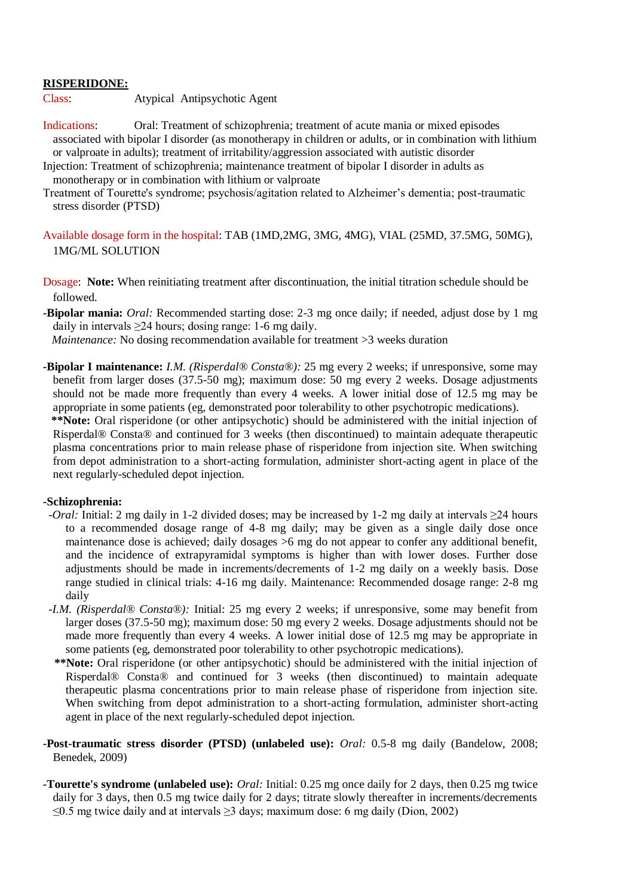**<u>RISPERIDONE:</u>**

Class: Atypical Antipsychotic Agent

Indications: Oral: Treatment of schizophrenia; treatment of acute mania or mixed episodes associated with bipolar I disorder (as monotherapy in children or adults, or in combination with lithium or valproate in adults); treatment of irritability/aggression associated with autistic disorder

Injection: Treatment of schizophrenia; maintenance treatment of bipolar I disorder in adults as monotherapy or in combination with lithium or valproate

Treatment of Tourette's syndrome; psychosis/agitation related to Alzheimer's dementia; post-traumatic stress disorder (PTSD)

Available dosage form in the hospital: TAB (1MD,2MG, 3MG, 4MG), VIAL (25MD, 37.5MG, 50MG), 1MG/ML SOLUTION

Dosage: **Note:** When reinitiating treatment after discontinuation, the initial titration schedule should be followed.

**-Bipolar mania:** *Oral:* Recommended starting dose: 2-3 mg once daily; if needed, adjust dose by 1 mg daily in intervals ≥24 hours; dosing range: 1-6 mg daily.

*Maintenance:* No dosing recommendation available for treatment >3 weeks duration

**-Bipolar I maintenance:** *I.M. (Risperdal® Consta®):* 25 mg every 2 weeks; if unresponsive, some may benefit from larger doses (37.5-50 mg); maximum dose: 50 mg every 2 weeks. Dosage adjustments should not be made more frequently than every 4 weeks. A lower initial dose of 12.5 mg may be appropriate in some patients (eg, demonstrated poor tolerability to other psychotropic medications).

**\*\*Note:** Oral risperidone (or other antipsychotic) should be administered with the initial injection of Risperdal® Consta® and continued for 3 weeks (then discontinued) to maintain adequate therapeutic plasma concentrations prior to main release phase of risperidone from injection site. When switching from depot administration to a short-acting formulation, administer short-acting agent in place of the next regularly-scheduled depot injection.

**-Schizophrenia:**

-*Oral:* Initial: 2 mg daily in 1-2 divided doses; may be increased by 1-2 mg daily at intervals ≥24 hours to a recommended dosage range of 4-8 mg daily; may be given as a single daily dose once maintenance dose is achieved; daily dosages >6 mg do not appear to confer any additional benefit, and the incidence of extrapyramidal symptoms is higher than with lower doses. Further dose adjustments should be made in increments/decrements of 1-2 mg daily on a weekly basis. Dose range studied in clinical trials: 4-16 mg daily. Maintenance: Recommended dosage range: 2-8 mg daily

-*I.M. (Risperdal® Consta®):* Initial: 25 mg every 2 weeks; if unresponsive, some may benefit from larger doses (37.5-50 mg); maximum dose: 50 mg every 2 weeks. Dosage adjustments should not be made more frequently than every 4 weeks. A lower initial dose of 12.5 mg may be appropriate in some patients (eg, demonstrated poor tolerability to other psychotropic medications).

**\*\*Note:** Oral risperidone (or other antipsychotic) should be administered with the initial injection of Risperdal® Consta® and continued for 3 weeks (then discontinued) to maintain adequate therapeutic plasma concentrations prior to main release phase of risperidone from injection site. When switching from depot administration to a short-acting formulation, administer short-acting agent in place of the next regularly-scheduled depot injection.

**-Post-traumatic stress disorder (PTSD) (unlabeled use):** *Oral:* 0.5-8 mg daily (Bandelow, 2008; Benedek, 2009)

**-Tourette's syndrome (unlabeled use):** *Oral:* Initial: 0.25 mg once daily for 2 days, then 0.25 mg twice daily for 3 days, then 0.5 mg twice daily for 2 days; titrate slowly thereafter in increments/decrements ≤0.5 mg twice daily and at intervals ≥3 days; maximum dose: 6 mg daily (Dion, 2002)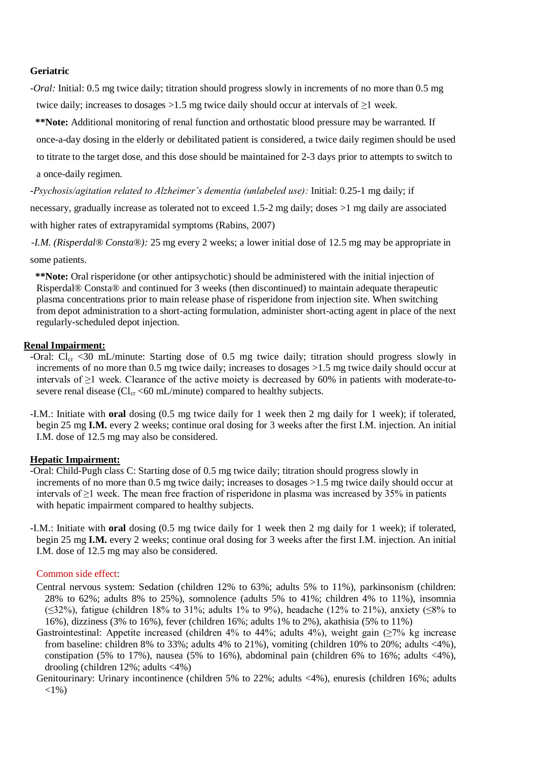**Geriatric**

-*Oral:* Initial: 0.5 mg twice daily; titration should progress slowly in increments of no more than 0.5 mg twice daily; increases to dosages >1.5 mg twice daily should occur at intervals of ≥1 week.

**Note:** Additional monitoring of renal function and orthostatic blood pressure may be warranted. If once-a-day dosing in the elderly or debilitated patient is considered, a twice daily regimen should be used to titrate to the target dose, and this dose should be maintained for 2-3 days prior to attempts to switch to a once-daily regimen.

-*Psychosis/agitation related to Alzheimer's dementia (unlabeled use):* Initial: 0.25-1 mg daily; if necessary, gradually increase as tolerated not to exceed 1.5-2 mg daily; doses >1 mg daily are associated with higher rates of extrapyramidal symptoms (Rabins, 2007)

-*I.M. (Risperdal® Consta®):* 25 mg every 2 weeks; a lower initial dose of 12.5 mg may be appropriate in some patients.

**Note:** Oral risperidone (or other antipsychotic) should be administered with the initial injection of Risperdal® Consta® and continued for 3 weeks (then discontinued) to maintain adequate therapeutic plasma concentrations prior to main release phase of risperidone from injection site. When switching from depot administration to a short-acting formulation, administer short-acting agent in place of the next regularly-scheduled depot injection.

**Renal Impairment:**

-Oral: $Cl_{cr}$ <30 mL/minute: Starting dose of 0.5 mg twice daily; titration should progress slowly in increments of no more than 0.5 mg twice daily; increases to dosages >1.5 mg twice daily should occur at intervals of ≥1 week. Clearance of the active moiety is decreased by 60% in patients with moderate-to-severe renal disease ($Cl_{cr}$ <60 mL/minute) compared to healthy subjects.

-I.M.: Initiate with **oral** dosing (0.5 mg twice daily for 1 week then 2 mg daily for 1 week); if tolerated, begin 25 mg **I.M.** every 2 weeks; continue oral dosing for 3 weeks after the first I.M. injection. An initial I.M. dose of 12.5 mg may also be considered.

**Hepatic Impairment:**

-Oral: Child-Pugh class C: Starting dose of 0.5 mg twice daily; titration should progress slowly in increments of no more than 0.5 mg twice daily; increases to dosages >1.5 mg twice daily should occur at intervals of ≥1 week. The mean free fraction of risperidone in plasma was increased by 35% in patients with hepatic impairment compared to healthy subjects.

-I.M.: Initiate with **oral** dosing (0.5 mg twice daily for 1 week then 2 mg daily for 1 week); if tolerated, begin 25 mg **I.M.** every 2 weeks; continue oral dosing for 3 weeks after the first I.M. injection. An initial I.M. dose of 12.5 mg may also be considered.

Common side effect:

Central nervous system: Sedation (children 12% to 63%; adults 5% to 11%), parkinsonism (children: 28% to 62%; adults 8% to 25%), somnolence (adults 5% to 41%; children 4% to 11%), insomnia (≤32%), fatigue (children 18% to 31%; adults 1% to 9%), headache (12% to 21%), anxiety (≤8% to 16%), dizziness (3% to 16%), fever (children 16%; adults 1% to 2%), akathisia (5% to 11%)

Gastrointestinal: Appetite increased (children 4% to 44%; adults 4%), weight gain (≥7% kg increase from baseline: children 8% to 33%; adults 4% to 21%), vomiting (children 10% to 20%; adults <4%), constipation (5% to 17%), nausea (5% to 16%), abdominal pain (children 6% to 16%; adults <4%), drooling (children 12%; adults <4%)

Genitourinary: Urinary incontinence (children 5% to 22%; adults <4%), enuresis (children 16%; adults <1%)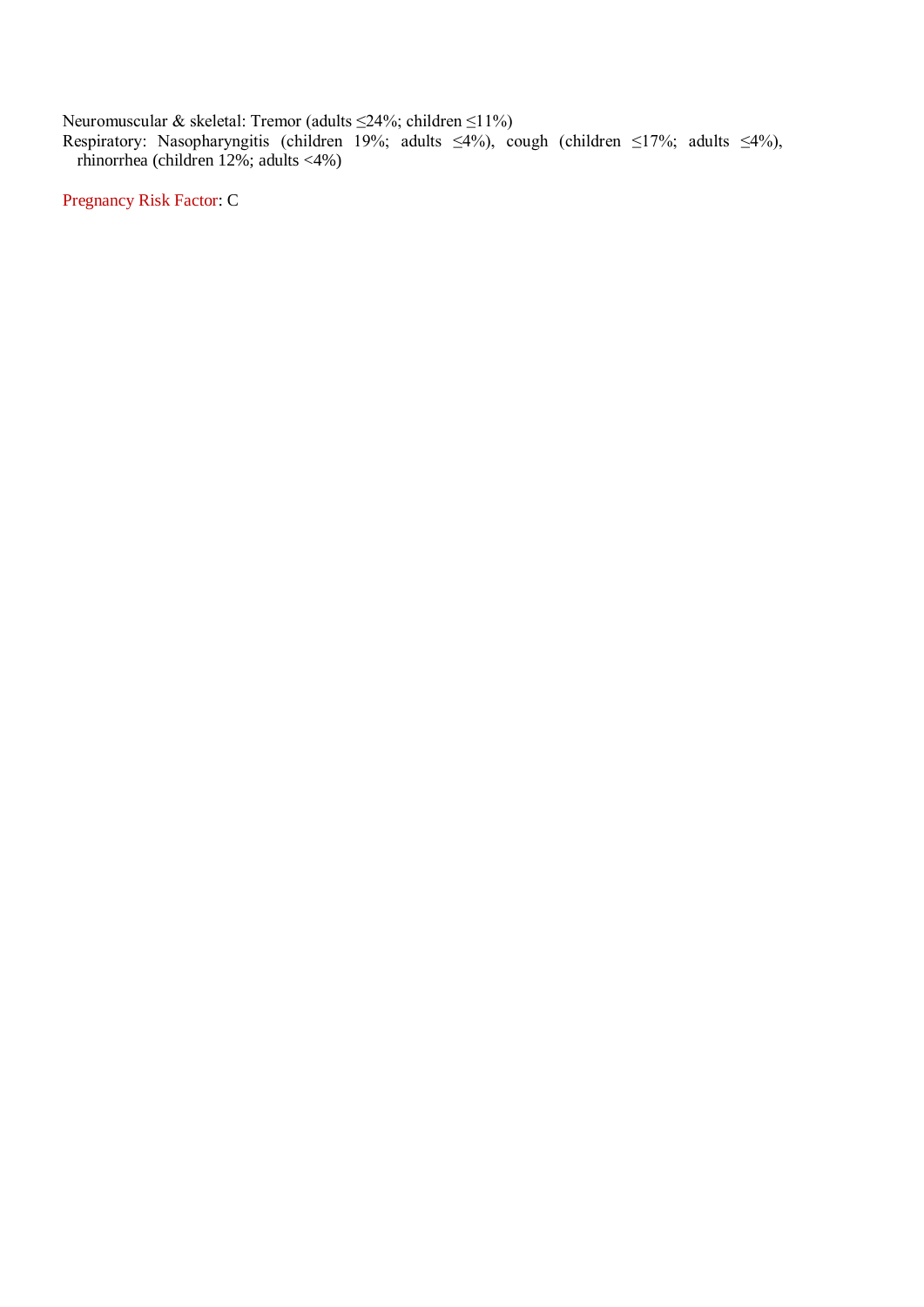Neuromuscular & skeletal: Tremor (adults ≤24%; children ≤11%)
Respiratory: Nasopharyngitis (children 19%; adults ≤4%), cough (children ≤17%; adults ≤4%), rhinorrhea (children 12%; adults <4%)

Pregnancy Risk Factor: C